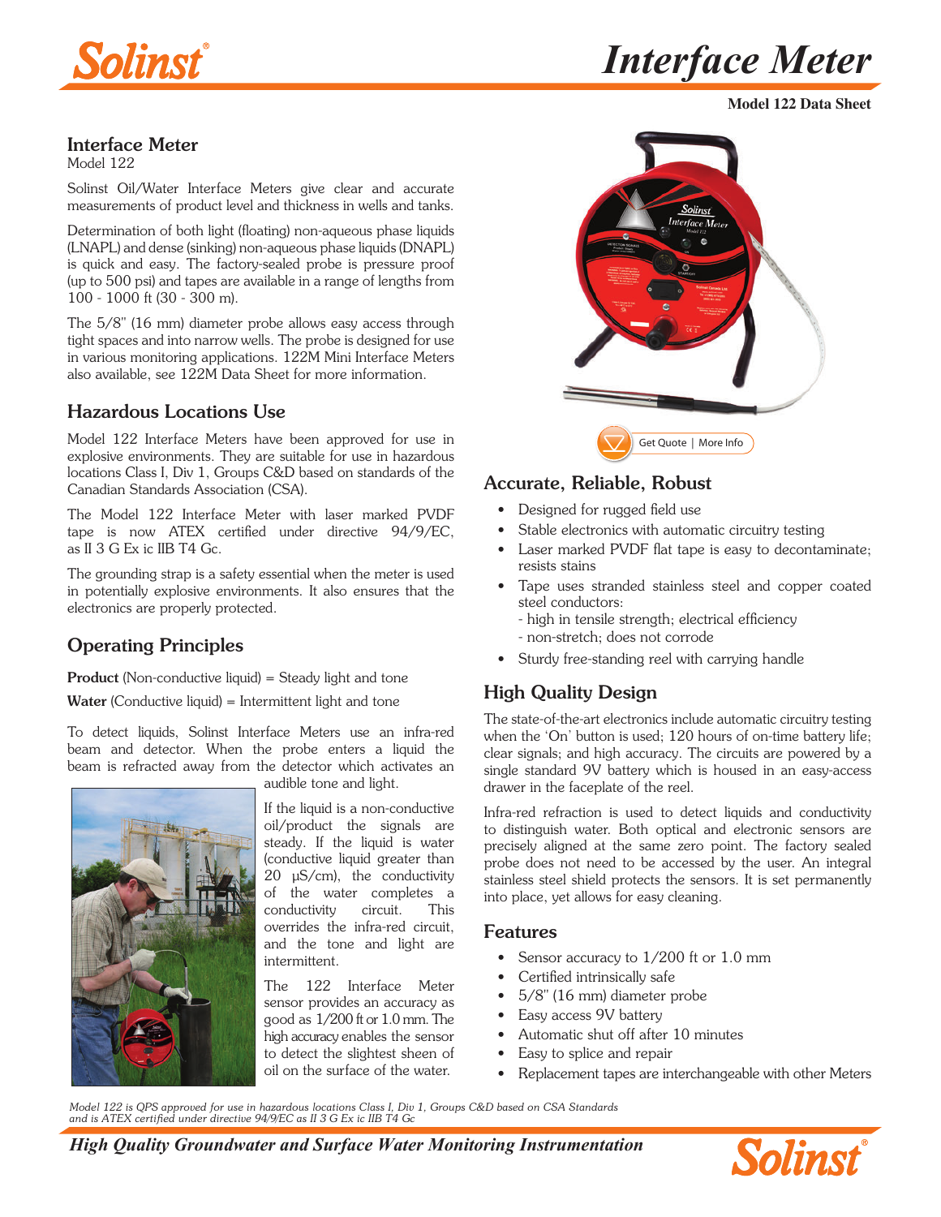# Interface Meter

**Model 122 Data Sheet**

## Interface Meter

Model 122

Solinst Oil/Water Interface Meters give clear and accurate measurements of product level and thickness in wells and tanks.

Determination of both light (floating) non-aqueous phase liquids (LNAPL) and dense (sinking) non-aqueous phase liquids (DNAPL) is quick and easy. The factory-sealed probe is pressure proof (up to 500 psi) and tapes are available in a range of lengths from 100 - 1000 ft (30 - 300 m).

The 5/8" (16 mm) diameter probe allows easy access through tight spaces and into narrow wells. The probe is designed for use in various monitoring applications. 122M Mini Interface Meters also available, see 122M Data Sheet for more information.

## Hazardous Locations Use

Model 122 Interface Meters have been approved for use in explosive environments. They are suitable for use in hazardous locations Class I, Div 1, Groups C&D based on standards of the Canadian Standards Association (CSA).

The Model 122 Interface Meter with laser marked PVDF tape is now ATEX certified under directive 94/9/EC, as II 3 G Ex ic IIB T4 Gc.

The grounding strap is a safety essential when the meter is used in potentially explosive environments. It also ensures that the electronics are properly protected.

## Operating Principles

**Product** (Non-conductive liquid) = Steady light and tone

**Water** (Conductive liquid) = Intermittent light and tone

To detect liquids, Solinst Interface Meters use an infra-red beam and detector. When the probe enters a liquid the beam is refracted away from the detector which activates an audible tone and light.

If the liquid is a non-conductive oil/product the signals are steady. If the liquid is water (conductive liquid greater than 20 μS/cm), the conductivity of the water completes a conductivity circuit. This overrides the infra-red circuit, and the tone and light are intermittent.

The 122 Interface Meter sensor provides an accuracy as good as 1/200 ft or 1.0 mm. The high accuracy enables the sensor to detect the slightest sheen of oil on the surface of the water.

Get Quote | More Info

## Accurate, Reliable, Robust

- Designed for rugged field use
- Stable electronics with automatic circuitry testing
- Laser marked PVDF flat tape is easy to decontaminate; resists stains
- Tape uses stranded stainless steel and copper coated steel conductors:
  - high in tensile strength; electrical efficiency
  - non-stretch; does not corrode
- Sturdy free-standing reel with carrying handle

## High Quality Design

The state-of-the-art electronics include automatic circuitry testing when the 'On' button is used; 120 hours of on-time battery life; clear signals; and high accuracy. The circuits are powered by a single standard 9V battery which is housed in an easy-access drawer in the faceplate of the reel.

Infra-red refraction is used to detect liquids and conductivity to distinguish water. Both optical and electronic sensors are precisely aligned at the same zero point. The factory sealed probe does not need to be accessed by the user. An integral stainless steel shield protects the sensors. It is set permanently into place, yet allows for easy cleaning.

## Features

- Sensor accuracy to 1/200 ft or 1.0 mm
- Certified intrinsically safe
- 5/8" (16 mm) diameter probe
- Easy access 9V battery
- Automatic shut off after 10 minutes
- Easy to splice and repair
- Replacement tapes are interchangeable with other Meters

*Model 122 is QPS approved for use in hazardous locations Class I, Div 1, Groups C&D based on CSA Standards and is ATEX certified under directive 94/9/EC as II 3 G Ex ic IIB T4 Gc*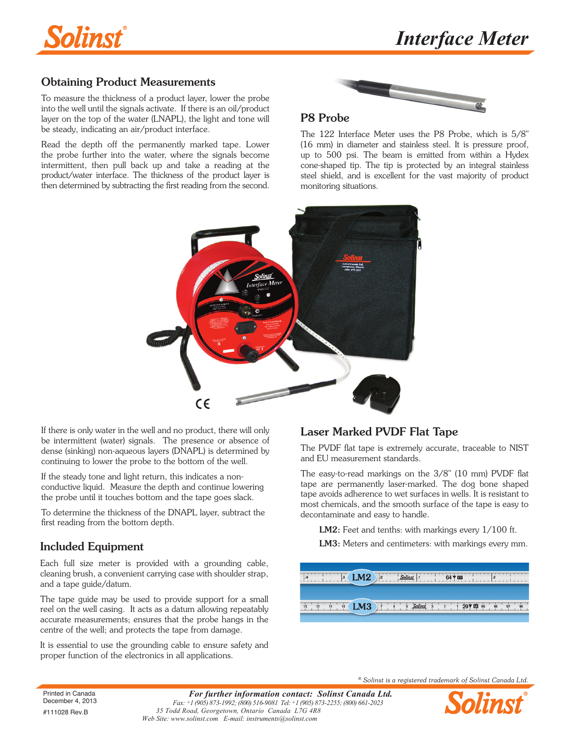## Obtaining Product Measurements

To measure the thickness of a product layer, lower the probe into the well until the signals activate. If there is an oil/product layer on the top of the water (LNAPL), the light and tone will be steady, indicating an air/product interface.

Read the depth off the permanently marked tape. Lower the probe further into the water, where the signals become intermittent, then pull back up and take a reading at the product/water interface. The thickness of the product layer is then determined by subtracting the first reading from the second.

If there is only water in the well and no product, there will only be intermittent (water) signals. The presence or absence of dense (sinking) non-aqueous layers (DNAPL) is determined by continuing to lower the probe to the bottom of the well.

If the steady tone and light return, this indicates a non-conductive liquid. Measure the depth and continue lowering the probe until it touches bottom and the tape goes slack.

To determine the thickness of the DNAPL layer, subtract the first reading from the bottom depth.

## Included Equipment

Each full size meter is provided with a grounding cable, cleaning brush, a convenient carrying case with shoulder strap, and a tape guide/datum.

The tape guide may be used to provide support for a small reel on the well casing. It acts as a datum allowing repeatably accurate measurements; ensures that the probe hangs in the centre of the well; and protects the tape from damage.

It is essential to use the grounding cable to ensure safety and proper function of the electronics in all applications.

## P8 Probe

The 122 Interface Meter uses the P8 Probe, which is 5/8" (16 mm) in diameter and stainless steel. It is pressure proof, up to 500 psi. The beam is emitted from within a Hydex cone-shaped tip. The tip is protected by an integral stainless steel shield, and is excellent for the vast majority of product monitoring situations.

## Laser Marked PVDF Flat Tape

The PVDF flat tape is extremely accurate, traceable to NIST and EU measurement standards.

The easy-to-read markings on the 3/8" (10 mm) PVDF flat tape are permanently laser-marked. The dog bone shaped tape avoids adherence to wet surfaces in wells. It is resistant to most chemicals, and the smooth surface of the tape is easy to decontaminate and easy to handle.

**LM2:** Feet and tenths: with markings every 1/100 ft.

**LM3:** Meters and centimeters: with markings every mm.

® Solinst is a registered trademark of Solinst Canada Ltd.

Printed in Canada
December 4, 2013
#111028 Rev.B

*For further information contact: Solinst Canada Ltd.*
*Fax: +1 (905) 873-1992; (800) 516-9081 Tel: +1 (905) 873-2255; (800) 661-2023*
*35 Todd Road, Georgetown, Ontario Canada L7G 4R8*
*Web Site: www.solinst.com E-mail: instruments@solinst.com*